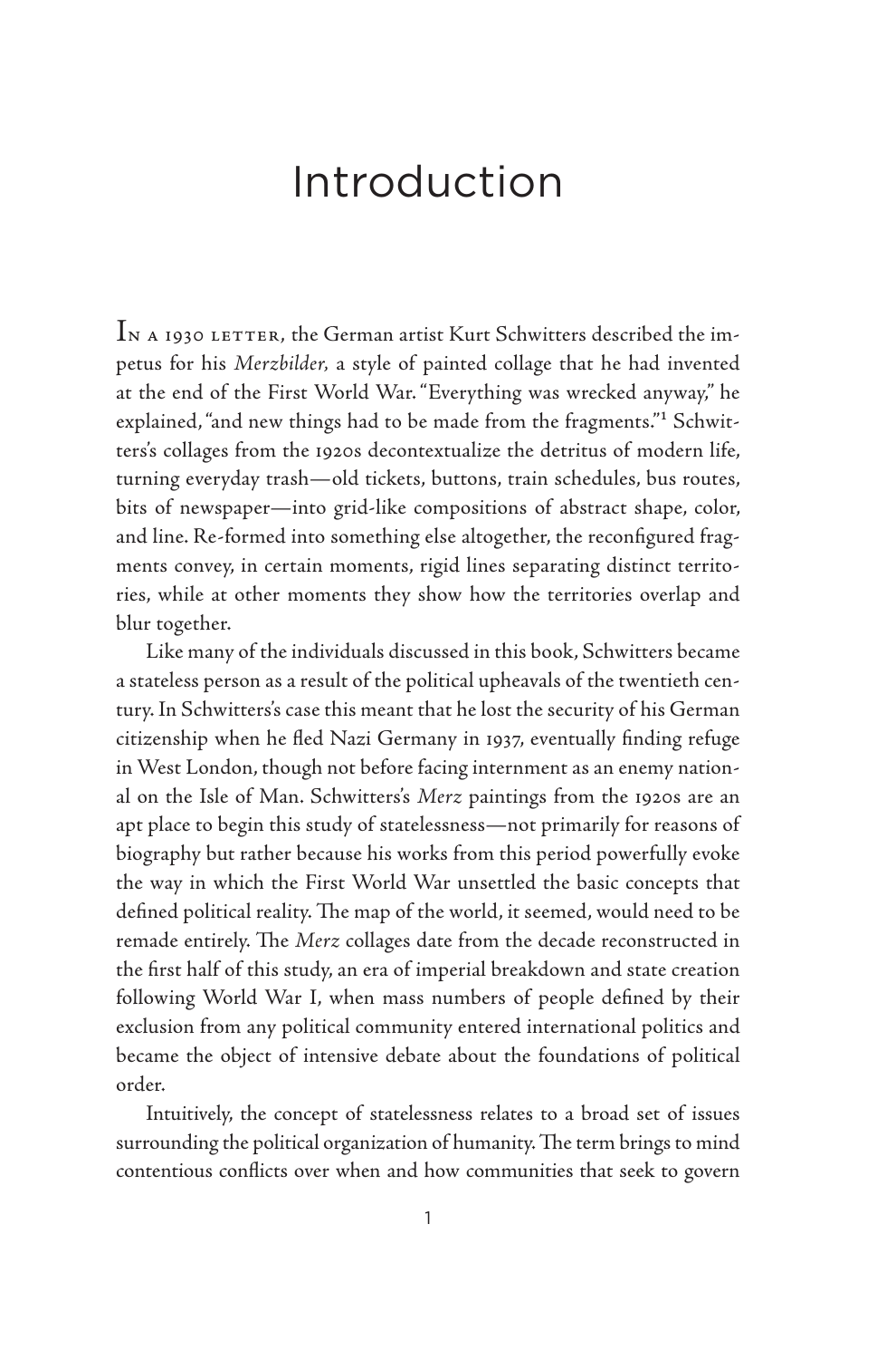# Introduction

In a 1930 letter, the German artist Kurt Schwitters described the impetus for his *Merzbilder*, a style of painted collage that he had invented at the end of the First World War. "Everything was wrecked anyway," he explained, "and new things had to be made from the fragments."[1] Schwitters's collages from the 1920s decontextualize the detritus of modern life, turning everyday trash—old tickets, buttons, train schedules, bus routes, bits of newspaper—into grid-like compositions of abstract shape, color, and line. Re-formed into something else altogether, the reconfigured fragments convey, in certain moments, rigid lines separating distinct territories, while at other moments they show how the territories overlap and blur together.

Like many of the individuals discussed in this book, Schwitters became a stateless person as a result of the political upheavals of the twentieth century. In Schwitters's case this meant that he lost the security of his German citizenship when he fled Nazi Germany in 1937, eventually finding refuge in West London, though not before facing internment as an enemy national on the Isle of Man. Schwitters's *Merz* paintings from the 1920s are an apt place to begin this study of statelessness—not primarily for reasons of biography but rather because his works from this period powerfully evoke the way in which the First World War unsettled the basic concepts that defined political reality. The map of the world, it seemed, would need to be remade entirely. The *Merz* collages date from the decade reconstructed in the first half of this study, an era of imperial breakdown and state creation following World War I, when mass numbers of people defined by their exclusion from any political community entered international politics and became the object of intensive debate about the foundations of political order.

Intuitively, the concept of statelessness relates to a broad set of issues surrounding the political organization of humanity. The term brings to mind contentious conflicts over when and how communities that seek to govern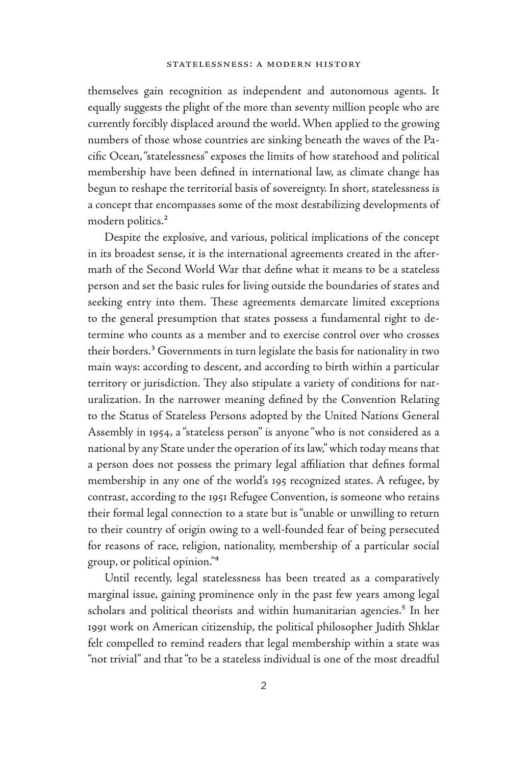themselves gain recognition as independent and autonomous agents. It equally suggests the plight of the more than seventy million people who are currently forcibly displaced around the world. When applied to the growing numbers of those whose countries are sinking beneath the waves of the Pacific Ocean, "statelessness" exposes the limits of how statehood and political membership have been defined in international law, as climate change has begun to reshape the territorial basis of sovereignty. In short, statelessness is a concept that encompasses some of the most destabilizing developments of modern politics.[2]

Despite the explosive, and various, political implications of the concept in its broadest sense, it is the international agreements created in the aftermath of the Second World War that define what it means to be a stateless person and set the basic rules for living outside the boundaries of states and seeking entry into them. These agreements demarcate limited exceptions to the general presumption that states possess a fundamental right to determine who counts as a member and to exercise control over who crosses their borders.[3] Governments in turn legislate the basis for nationality in two main ways: according to descent, and according to birth within a particular territory or jurisdiction. They also stipulate a variety of conditions for naturalization. In the narrower meaning defined by the Convention Relating to the Status of Stateless Persons adopted by the United Nations General Assembly in 1954, a "stateless person" is anyone "who is not considered as a national by any State under the operation of its law," which today means that a person does not possess the primary legal affiliation that defines formal membership in any one of the world's 195 recognized states. A refugee, by contrast, according to the 1951 Refugee Convention, is someone who retains their formal legal connection to a state but is "unable or unwilling to return to their country of origin owing to a well-founded fear of being persecuted for reasons of race, religion, nationality, membership of a particular social group, or political opinion."[4]

Until recently, legal statelessness has been treated as a comparatively marginal issue, gaining prominence only in the past few years among legal scholars and political theorists and within humanitarian agencies.[5] In her 1991 work on American citizenship, the political philosopher Judith Shklar felt compelled to remind readers that legal membership within a state was "not trivial" and that "to be a stateless individual is one of the most dreadful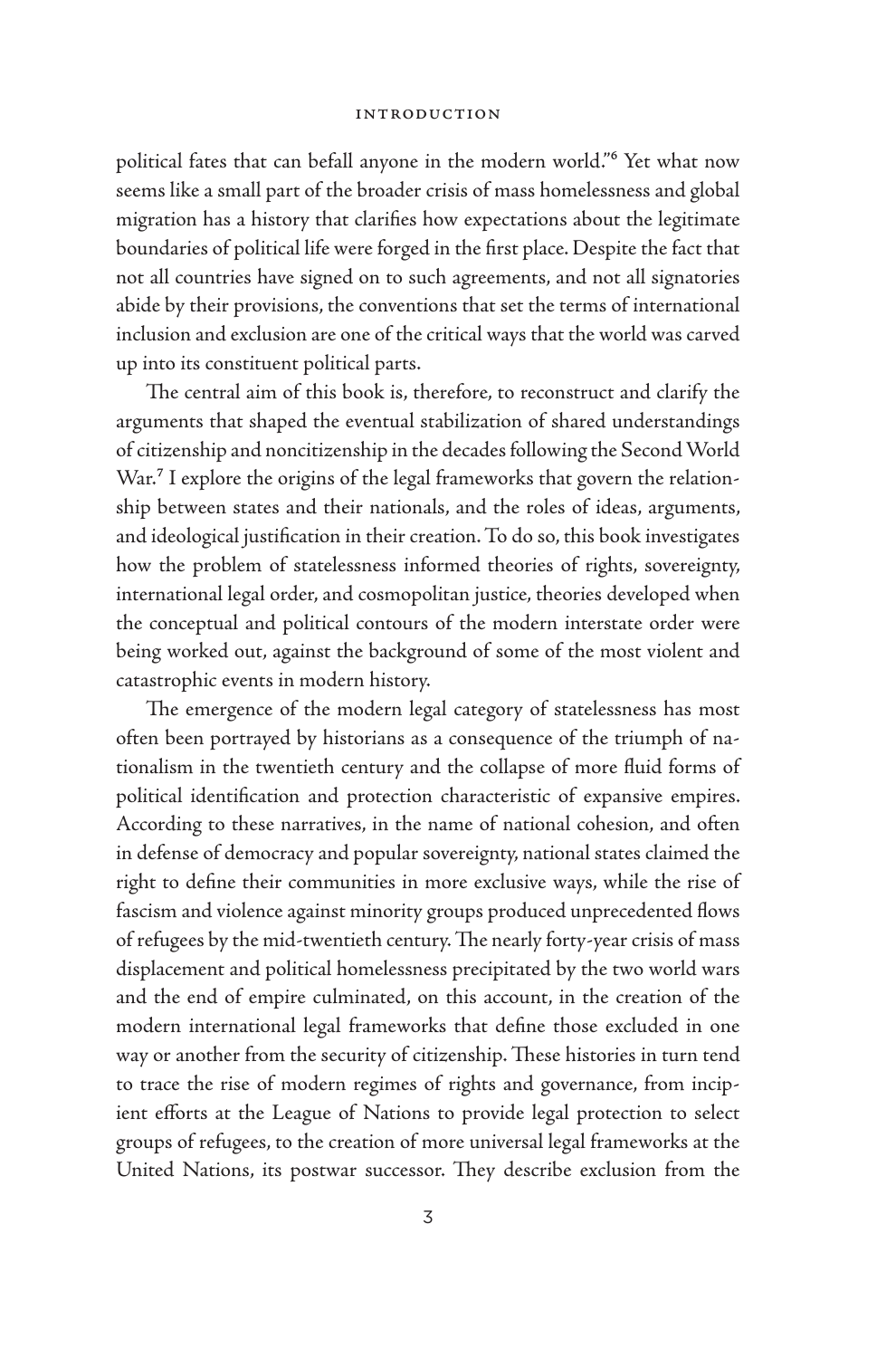political fates that can befall anyone in the modern world."[6] Yet what now seems like a small part of the broader crisis of mass homelessness and global migration has a history that clarifies how expectations about the legitimate boundaries of political life were forged in the first place. Despite the fact that not all countries have signed on to such agreements, and not all signatories abide by their provisions, the conventions that set the terms of international inclusion and exclusion are one of the critical ways that the world was carved up into its constituent political parts.

The central aim of this book is, therefore, to reconstruct and clarify the arguments that shaped the eventual stabilization of shared understandings of citizenship and noncitizenship in the decades following the Second World War.[7] I explore the origins of the legal frameworks that govern the relationship between states and their nationals, and the roles of ideas, arguments, and ideological justification in their creation. To do so, this book investigates how the problem of statelessness informed theories of rights, sovereignty, international legal order, and cosmopolitan justice, theories developed when the conceptual and political contours of the modern interstate order were being worked out, against the background of some of the most violent and catastrophic events in modern history.

The emergence of the modern legal category of statelessness has most often been portrayed by historians as a consequence of the triumph of nationalism in the twentieth century and the collapse of more fluid forms of political identification and protection characteristic of expansive empires. According to these narratives, in the name of national cohesion, and often in defense of democracy and popular sovereignty, national states claimed the right to define their communities in more exclusive ways, while the rise of fascism and violence against minority groups produced unprecedented flows of refugees by the mid-twentieth century. The nearly forty-year crisis of mass displacement and political homelessness precipitated by the two world wars and the end of empire culminated, on this account, in the creation of the modern international legal frameworks that define those excluded in one way or another from the security of citizenship. These histories in turn tend to trace the rise of modern regimes of rights and governance, from incipient efforts at the League of Nations to provide legal protection to select groups of refugees, to the creation of more universal legal frameworks at the United Nations, its postwar successor. They describe exclusion from the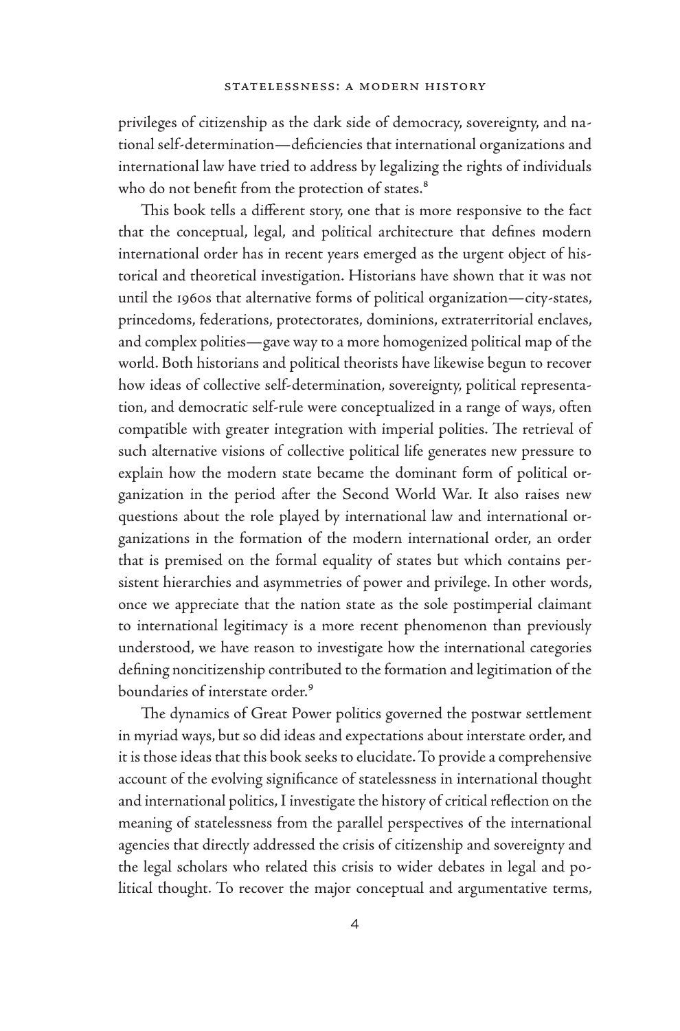privileges of citizenship as the dark side of democracy, sovereignty, and national self-determination—deficiencies that international organizations and international law have tried to address by legalizing the rights of individuals who do not benefit from the protection of states.[8]

This book tells a different story, one that is more responsive to the fact that the conceptual, legal, and political architecture that defines modern international order has in recent years emerged as the urgent object of historical and theoretical investigation. Historians have shown that it was not until the 1960s that alternative forms of political organization—city-states, princedoms, federations, protectorates, dominions, extraterritorial enclaves, and complex polities—gave way to a more homogenized political map of the world. Both historians and political theorists have likewise begun to recover how ideas of collective self-determination, sovereignty, political representation, and democratic self-rule were conceptualized in a range of ways, often compatible with greater integration with imperial polities. The retrieval of such alternative visions of collective political life generates new pressure to explain how the modern state became the dominant form of political organization in the period after the Second World War. It also raises new questions about the role played by international law and international organizations in the formation of the modern international order, an order that is premised on the formal equality of states but which contains persistent hierarchies and asymmetries of power and privilege. In other words, once we appreciate that the nation state as the sole postimperial claimant to international legitimacy is a more recent phenomenon than previously understood, we have reason to investigate how the international categories defining noncitizenship contributed to the formation and legitimation of the boundaries of interstate order.[9]

The dynamics of Great Power politics governed the postwar settlement in myriad ways, but so did ideas and expectations about interstate order, and it is those ideas that this book seeks to elucidate. To provide a comprehensive account of the evolving significance of statelessness in international thought and international politics, I investigate the history of critical reflection on the meaning of statelessness from the parallel perspectives of the international agencies that directly addressed the crisis of citizenship and sovereignty and the legal scholars who related this crisis to wider debates in legal and political thought. To recover the major conceptual and argumentative terms,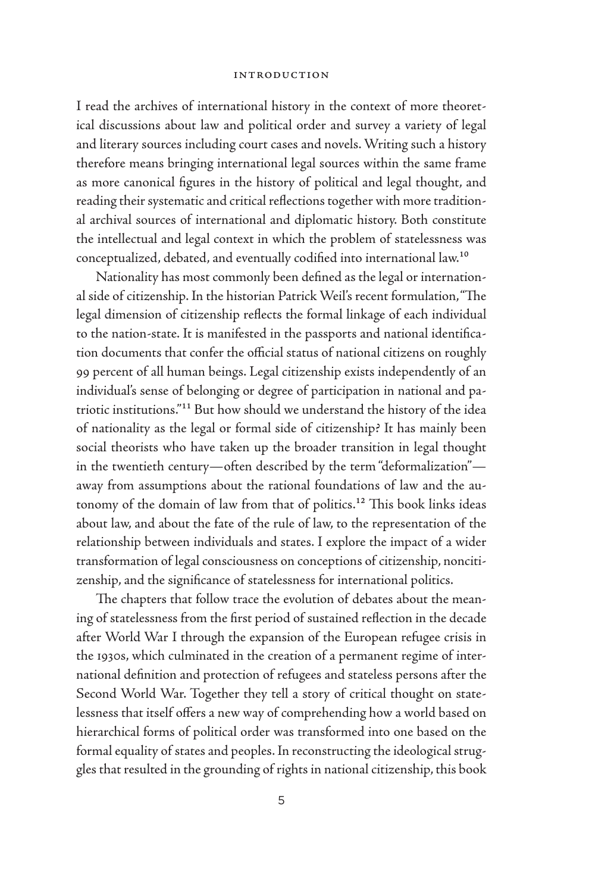I read the archives of international history in the context of more theoretical discussions about law and political order and survey a variety of legal and literary sources including court cases and novels. Writing such a history therefore means bringing international legal sources within the same frame as more canonical figures in the history of political and legal thought, and reading their systematic and critical reflections together with more traditional archival sources of international and diplomatic history. Both constitute the intellectual and legal context in which the problem of statelessness was conceptualized, debated, and eventually codified into international law.[10]

Nationality has most commonly been defined as the legal or international side of citizenship. In the historian Patrick Weil's recent formulation, "The legal dimension of citizenship reflects the formal linkage of each individual to the nation-state. It is manifested in the passports and national identification documents that confer the official status of national citizens on roughly 99 percent of all human beings. Legal citizenship exists independently of an individual's sense of belonging or degree of participation in national and patriotic institutions."[11] But how should we understand the history of the idea of nationality as the legal or formal side of citizenship? It has mainly been social theorists who have taken up the broader transition in legal thought in the twentieth century—often described by the term "deformalization"—away from assumptions about the rational foundations of law and the autonomy of the domain of law from that of politics.[12] This book links ideas about law, and about the fate of the rule of law, to the representation of the relationship between individuals and states. I explore the impact of a wider transformation of legal consciousness on conceptions of citizenship, noncitizenship, and the significance of statelessness for international politics.

The chapters that follow trace the evolution of debates about the meaning of statelessness from the first period of sustained reflection in the decade after World War I through the expansion of the European refugee crisis in the 1930s, which culminated in the creation of a permanent regime of international definition and protection of refugees and stateless persons after the Second World War. Together they tell a story of critical thought on statelessness that itself offers a new way of comprehending how a world based on hierarchical forms of political order was transformed into one based on the formal equality of states and peoples. In reconstructing the ideological struggles that resulted in the grounding of rights in national citizenship, this book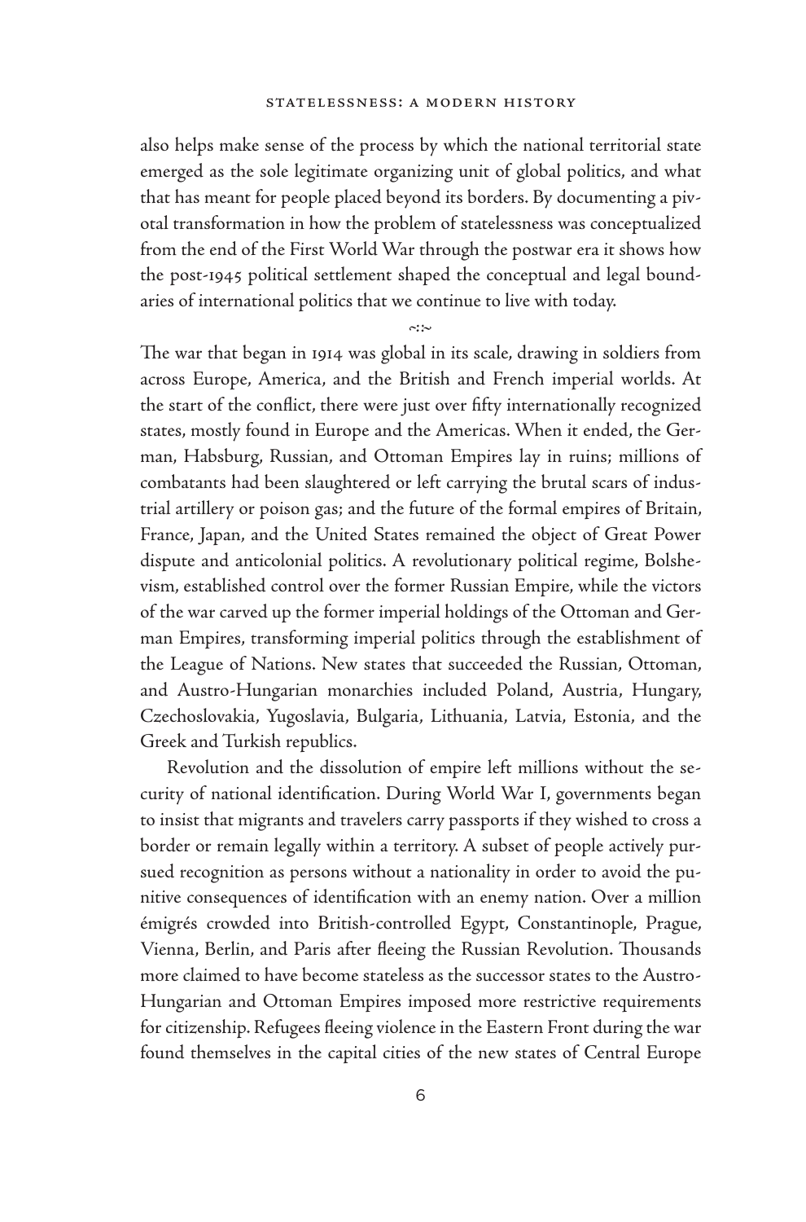also helps make sense of the process by which the national territorial state emerged as the sole legitimate organizing unit of global politics, and what that has meant for people placed beyond its borders. By documenting a pivotal transformation in how the problem of statelessness was conceptualized from the end of the First World War through the postwar era it shows how the post-1945 political settlement shaped the conceptual and legal boundaries of international politics that we continue to live with today.

~:~

The war that began in 1914 was global in its scale, drawing in soldiers from across Europe, America, and the British and French imperial worlds. At the start of the conflict, there were just over fifty internationally recognized states, mostly found in Europe and the Americas. When it ended, the German, Habsburg, Russian, and Ottoman Empires lay in ruins; millions of combatants had been slaughtered or left carrying the brutal scars of industrial artillery or poison gas; and the future of the formal empires of Britain, France, Japan, and the United States remained the object of Great Power dispute and anticolonial politics. A revolutionary political regime, Bolshevism, established control over the former Russian Empire, while the victors of the war carved up the former imperial holdings of the Ottoman and German Empires, transforming imperial politics through the establishment of the League of Nations. New states that succeeded the Russian, Ottoman, and Austro-Hungarian monarchies included Poland, Austria, Hungary, Czechoslovakia, Yugoslavia, Bulgaria, Lithuania, Latvia, Estonia, and the Greek and Turkish republics.

Revolution and the dissolution of empire left millions without the security of national identification. During World War I, governments began to insist that migrants and travelers carry passports if they wished to cross a border or remain legally within a territory. A subset of people actively pursued recognition as persons without a nationality in order to avoid the punitive consequences of identification with an enemy nation. Over a million émigrés crowded into British-controlled Egypt, Constantinople, Prague, Vienna, Berlin, and Paris after fleeing the Russian Revolution. Thousands more claimed to have become stateless as the successor states to the Austro-Hungarian and Ottoman Empires imposed more restrictive requirements for citizenship. Refugees fleeing violence in the Eastern Front during the war found themselves in the capital cities of the new states of Central Europe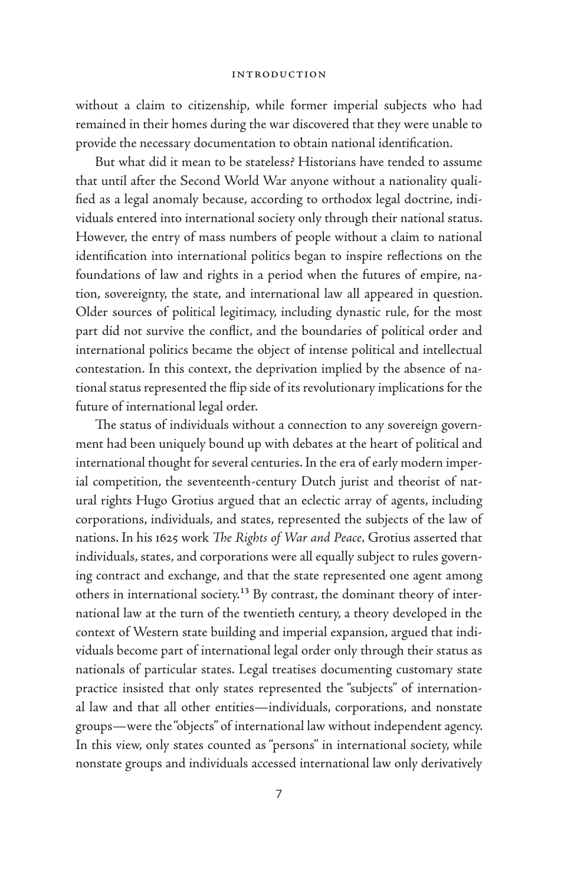without a claim to citizenship, while former imperial subjects who had remained in their homes during the war discovered that they were unable to provide the necessary documentation to obtain national identification.

But what did it mean to be stateless? Historians have tended to assume that until after the Second World War anyone without a nationality qualified as a legal anomaly because, according to orthodox legal doctrine, individuals entered into international society only through their national status. However, the entry of mass numbers of people without a claim to national identification into international politics began to inspire reflections on the foundations of law and rights in a period when the futures of empire, nation, sovereignty, the state, and international law all appeared in question. Older sources of political legitimacy, including dynastic rule, for the most part did not survive the conflict, and the boundaries of political order and international politics became the object of intense political and intellectual contestation. In this context, the deprivation implied by the absence of national status represented the flip side of its revolutionary implications for the future of international legal order.

The status of individuals without a connection to any sovereign government had been uniquely bound up with debates at the heart of political and international thought for several centuries. In the era of early modern imperial competition, the seventeenth-century Dutch jurist and theorist of natural rights Hugo Grotius argued that an eclectic array of agents, including corporations, individuals, and states, represented the subjects of the law of nations. In his 1625 work *The Rights of War and Peace*, Grotius asserted that individuals, states, and corporations were all equally subject to rules governing contract and exchange, and that the state represented one agent among others in international society.[13] By contrast, the dominant theory of international law at the turn of the twentieth century, a theory developed in the context of Western state building and imperial expansion, argued that individuals become part of international legal order only through their status as nationals of particular states. Legal treatises documenting customary state practice insisted that only states represented the "subjects" of international law and that all other entities—individuals, corporations, and nonstate groups—were the "objects" of international law without independent agency. In this view, only states counted as "persons" in international society, while nonstate groups and individuals accessed international law only derivatively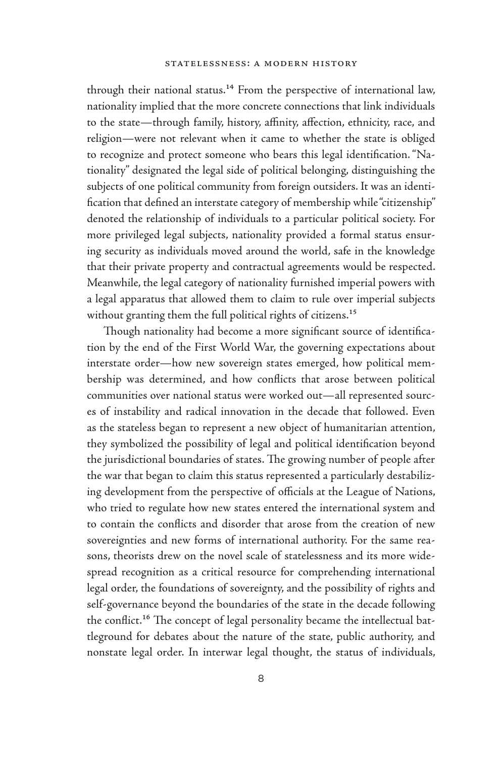through their national status.[14] From the perspective of international law, nationality implied that the more concrete connections that link individuals to the state—through family, history, affinity, affection, ethnicity, race, and religion—were not relevant when it came to whether the state is obliged to recognize and protect someone who bears this legal identification. "Nationality" designated the legal side of political belonging, distinguishing the subjects of one political community from foreign outsiders. It was an identification that defined an interstate category of membership while "citizenship" denoted the relationship of individuals to a particular political society. For more privileged legal subjects, nationality provided a formal status ensuring security as individuals moved around the world, safe in the knowledge that their private property and contractual agreements would be respected. Meanwhile, the legal category of nationality furnished imperial powers with a legal apparatus that allowed them to claim to rule over imperial subjects without granting them the full political rights of citizens.[15]

Though nationality had become a more significant source of identification by the end of the First World War, the governing expectations about interstate order—how new sovereign states emerged, how political membership was determined, and how conflicts that arose between political communities over national status were worked out—all represented sources of instability and radical innovation in the decade that followed. Even as the stateless began to represent a new object of humanitarian attention, they symbolized the possibility of legal and political identification beyond the jurisdictional boundaries of states. The growing number of people after the war that began to claim this status represented a particularly destabilizing development from the perspective of officials at the League of Nations, who tried to regulate how new states entered the international system and to contain the conflicts and disorder that arose from the creation of new sovereignties and new forms of international authority. For the same reasons, theorists drew on the novel scale of statelessness and its more widespread recognition as a critical resource for comprehending international legal order, the foundations of sovereignty, and the possibility of rights and self-governance beyond the boundaries of the state in the decade following the conflict.[16] The concept of legal personality became the intellectual battleground for debates about the nature of the state, public authority, and nonstate legal order. In interwar legal thought, the status of individuals,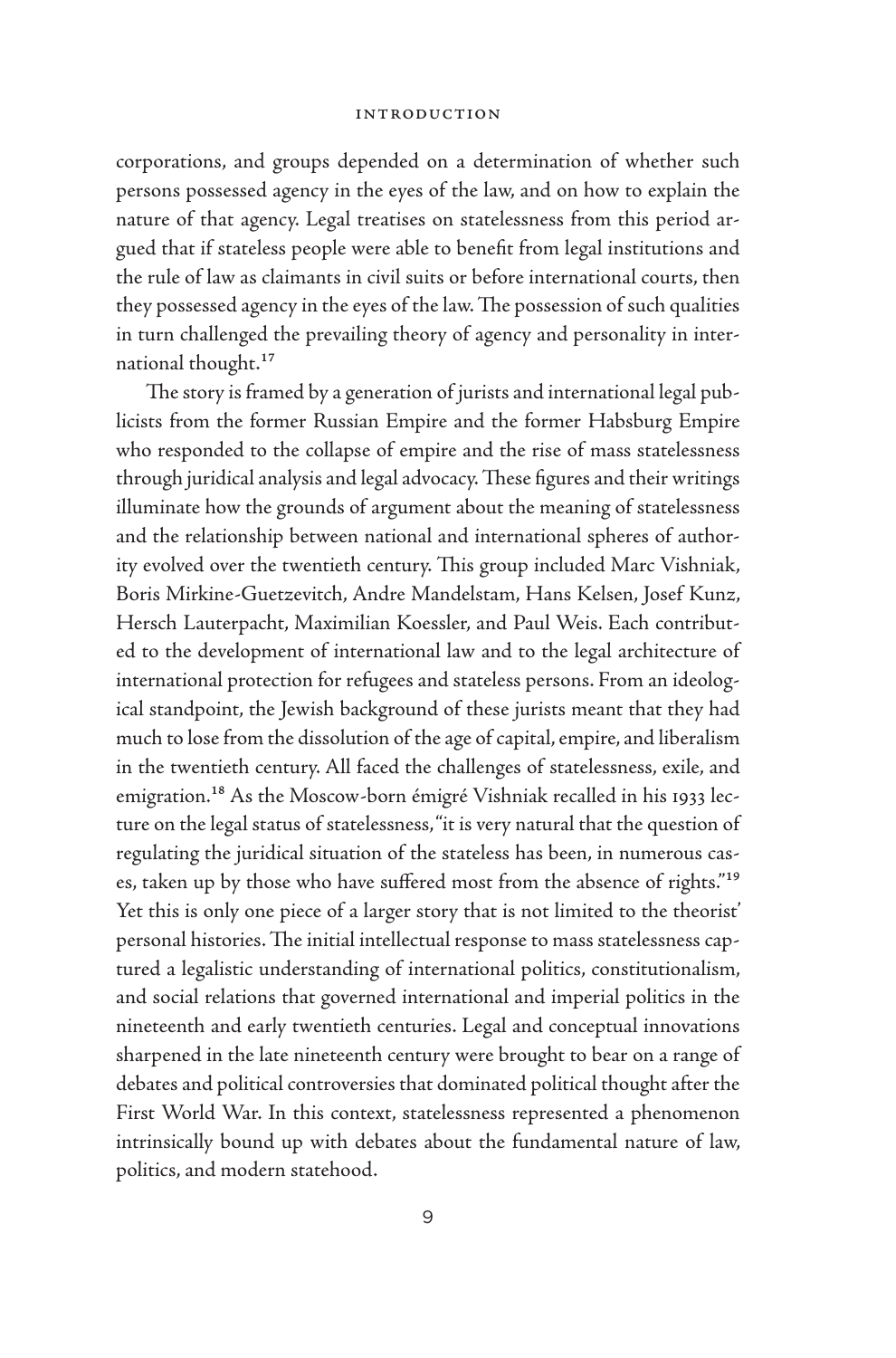corporations, and groups depended on a determination of whether such persons possessed agency in the eyes of the law, and on how to explain the nature of that agency. Legal treatises on statelessness from this period argued that if stateless people were able to benefit from legal institutions and the rule of law as claimants in civil suits or before international courts, then they possessed agency in the eyes of the law. The possession of such qualities in turn challenged the prevailing theory of agency and personality in international thought.[17]

The story is framed by a generation of jurists and international legal publicists from the former Russian Empire and the former Habsburg Empire who responded to the collapse of empire and the rise of mass statelessness through juridical analysis and legal advocacy. These figures and their writings illuminate how the grounds of argument about the meaning of statelessness and the relationship between national and international spheres of authority evolved over the twentieth century. This group included Marc Vishniak, Boris Mirkine-Guetzevitch, Andre Mandelstam, Hans Kelsen, Josef Kunz, Hersch Lauterpacht, Maximilian Koessler, and Paul Weis. Each contributed to the development of international law and to the legal architecture of international protection for refugees and stateless persons. From an ideological standpoint, the Jewish background of these jurists meant that they had much to lose from the dissolution of the age of capital, empire, and liberalism in the twentieth century. All faced the challenges of statelessness, exile, and emigration.[18] As the Moscow-born émigré Vishniak recalled in his 1933 lecture on the legal status of statelessness, "it is very natural that the question of regulating the juridical situation of the stateless has been, in numerous cases, taken up by those who have suffered most from the absence of rights."[19] Yet this is only one piece of a larger story that is not limited to the theorist' personal histories. The initial intellectual response to mass statelessness captured a legalistic understanding of international politics, constitutionalism, and social relations that governed international and imperial politics in the nineteenth and early twentieth centuries. Legal and conceptual innovations sharpened in the late nineteenth century were brought to bear on a range of debates and political controversies that dominated political thought after the First World War. In this context, statelessness represented a phenomenon intrinsically bound up with debates about the fundamental nature of law, politics, and modern statehood.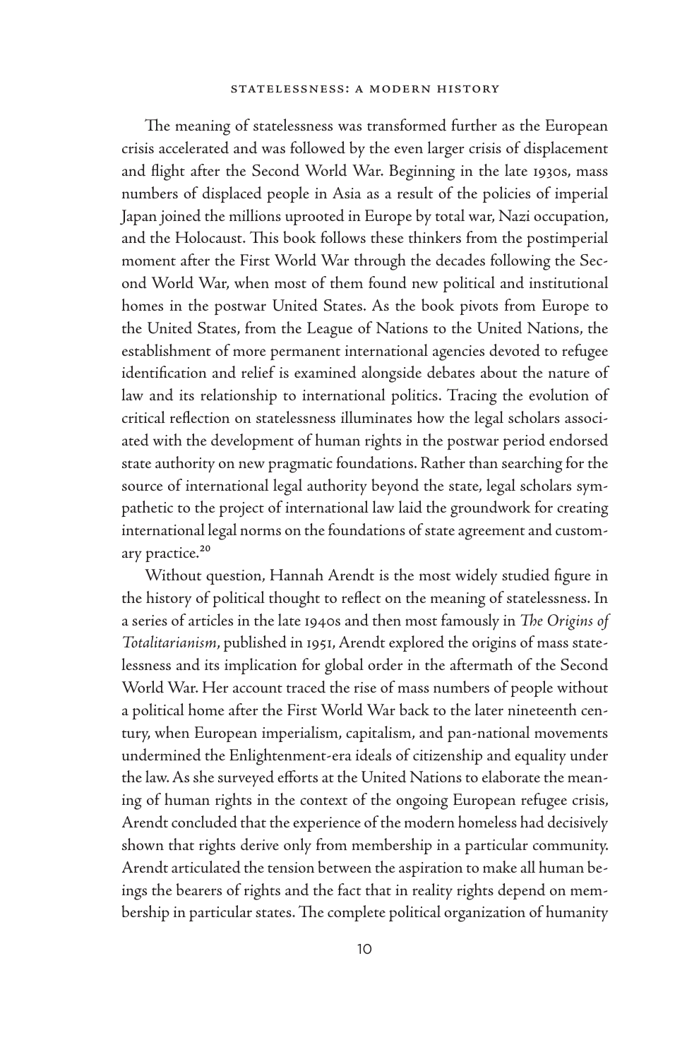The meaning of statelessness was transformed further as the European crisis accelerated and was followed by the even larger crisis of displacement and flight after the Second World War. Beginning in the late 1930s, mass numbers of displaced people in Asia as a result of the policies of imperial Japan joined the millions uprooted in Europe by total war, Nazi occupation, and the Holocaust. This book follows these thinkers from the postimperial moment after the First World War through the decades following the Second World War, when most of them found new political and institutional homes in the postwar United States. As the book pivots from Europe to the United States, from the League of Nations to the United Nations, the establishment of more permanent international agencies devoted to refugee identification and relief is examined alongside debates about the nature of law and its relationship to international politics. Tracing the evolution of critical reflection on statelessness illuminates how the legal scholars associated with the development of human rights in the postwar period endorsed state authority on new pragmatic foundations. Rather than searching for the source of international legal authority beyond the state, legal scholars sympathetic to the project of international law laid the groundwork for creating international legal norms on the foundations of state agreement and customary practice.[20]

Without question, Hannah Arendt is the most widely studied figure in the history of political thought to reflect on the meaning of statelessness. In a series of articles in the late 1940s and then most famously in *The Origins of Totalitarianism*, published in 1951, Arendt explored the origins of mass statelessness and its implication for global order in the aftermath of the Second World War. Her account traced the rise of mass numbers of people without a political home after the First World War back to the later nineteenth century, when European imperialism, capitalism, and pan-national movements undermined the Enlightenment-era ideals of citizenship and equality under the law. As she surveyed efforts at the United Nations to elaborate the meaning of human rights in the context of the ongoing European refugee crisis, Arendt concluded that the experience of the modern homeless had decisively shown that rights derive only from membership in a particular community. Arendt articulated the tension between the aspiration to make all human beings the bearers of rights and the fact that in reality rights depend on membership in particular states. The complete political organization of humanity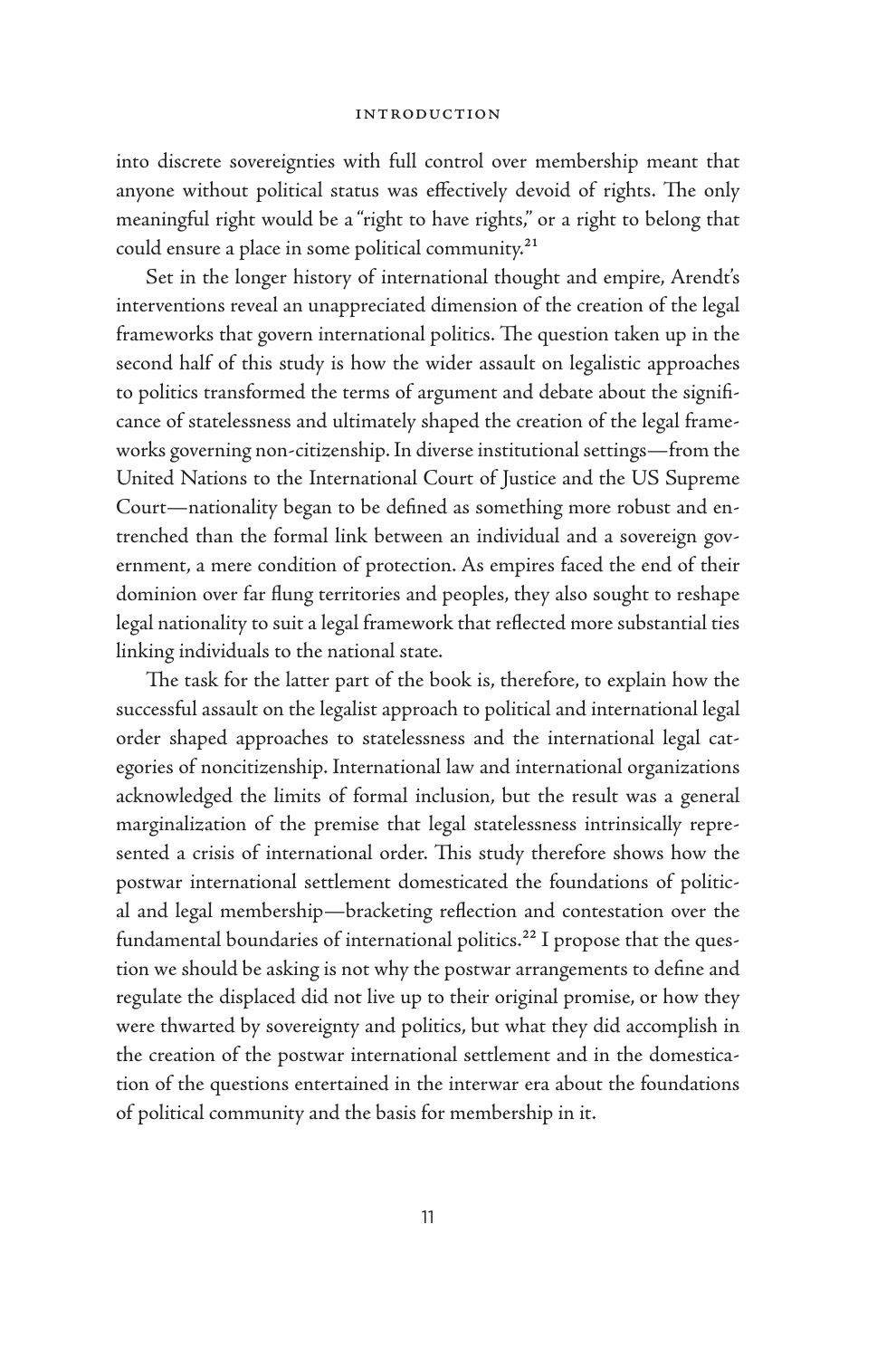into discrete sovereignties with full control over membership meant that anyone without political status was effectively devoid of rights. The only meaningful right would be a "right to have rights," or a right to belong that could ensure a place in some political community.[21]

Set in the longer history of international thought and empire, Arendt's interventions reveal an unappreciated dimension of the creation of the legal frameworks that govern international politics. The question taken up in the second half of this study is how the wider assault on legalistic approaches to politics transformed the terms of argument and debate about the significance of statelessness and ultimately shaped the creation of the legal frameworks governing non-citizenship. In diverse institutional settings—from the United Nations to the International Court of Justice and the US Supreme Court—nationality began to be defined as something more robust and entrenched than the formal link between an individual and a sovereign government, a mere condition of protection. As empires faced the end of their dominion over far flung territories and peoples, they also sought to reshape legal nationality to suit a legal framework that reflected more substantial ties linking individuals to the national state.

The task for the latter part of the book is, therefore, to explain how the successful assault on the legalist approach to political and international legal order shaped approaches to statelessness and the international legal categories of noncitizenship. International law and international organizations acknowledged the limits of formal inclusion, but the result was a general marginalization of the premise that legal statelessness intrinsically represented a crisis of international order. This study therefore shows how the postwar international settlement domesticated the foundations of political and legal membership—bracketing reflection and contestation over the fundamental boundaries of international politics.[22] I propose that the question we should be asking is not why the postwar arrangements to define and regulate the displaced did not live up to their original promise, or how they were thwarted by sovereignty and politics, but what they did accomplish in the creation of the postwar international settlement and in the domestication of the questions entertained in the interwar era about the foundations of political community and the basis for membership in it.